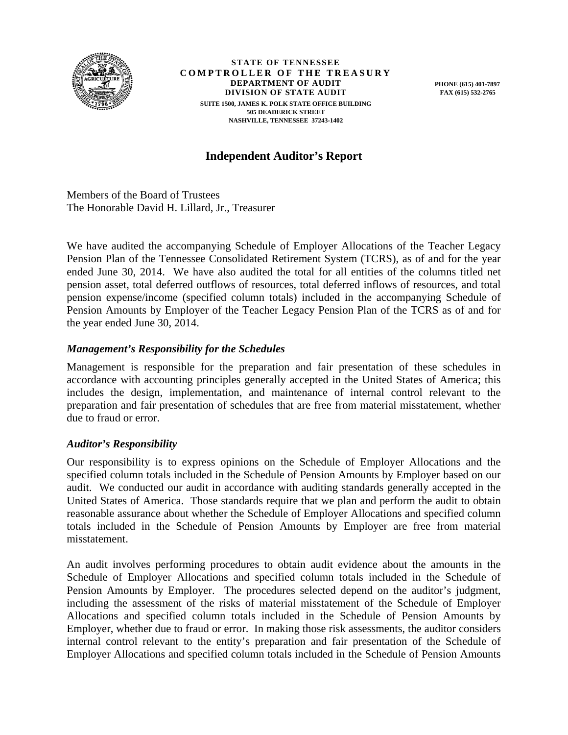STATE OF TENNESSEE
**COMPTROLLER OF THE TREASURY**
**DEPARTMENT OF AUDIT**
**DIVISION OF STATE AUDIT**
SUITE 1500, JAMES K. POLK STATE OFFICE BUILDING
505 DEADERICK STREET
NASHVILLE, TENNESSEE 37243-1402

PHONE (615) 401-7897
FAX (615) 532-2765

# Independent Auditor's Report

Members of the Board of Trustees
The Honorable David H. Lillard, Jr., Treasurer

We have audited the accompanying Schedule of Employer Allocations of the Teacher Legacy Pension Plan of the Tennessee Consolidated Retirement System (TCRS), as of and for the year ended June 30, 2014. We have also audited the total for all entities of the columns titled net pension asset, total deferred outflows of resources, total deferred inflows of resources, and total pension expense/income (specified column totals) included in the accompanying Schedule of Pension Amounts by Employer of the Teacher Legacy Pension Plan of the TCRS as of and for the year ended June 30, 2014.

### *Management's Responsibility for the Schedules*

Management is responsible for the preparation and fair presentation of these schedules in accordance with accounting principles generally accepted in the United States of America; this includes the design, implementation, and maintenance of internal control relevant to the preparation and fair presentation of schedules that are free from material misstatement, whether due to fraud or error.

### *Auditor's Responsibility*

Our responsibility is to express opinions on the Schedule of Employer Allocations and the specified column totals included in the Schedule of Pension Amounts by Employer based on our audit. We conducted our audit in accordance with auditing standards generally accepted in the United States of America. Those standards require that we plan and perform the audit to obtain reasonable assurance about whether the Schedule of Employer Allocations and specified column totals included in the Schedule of Pension Amounts by Employer are free from material misstatement.

An audit involves performing procedures to obtain audit evidence about the amounts in the Schedule of Employer Allocations and specified column totals included in the Schedule of Pension Amounts by Employer. The procedures selected depend on the auditor's judgment, including the assessment of the risks of material misstatement of the Schedule of Employer Allocations and specified column totals included in the Schedule of Pension Amounts by Employer, whether due to fraud or error. In making those risk assessments, the auditor considers internal control relevant to the entity's preparation and fair presentation of the Schedule of Employer Allocations and specified column totals included in the Schedule of Pension Amounts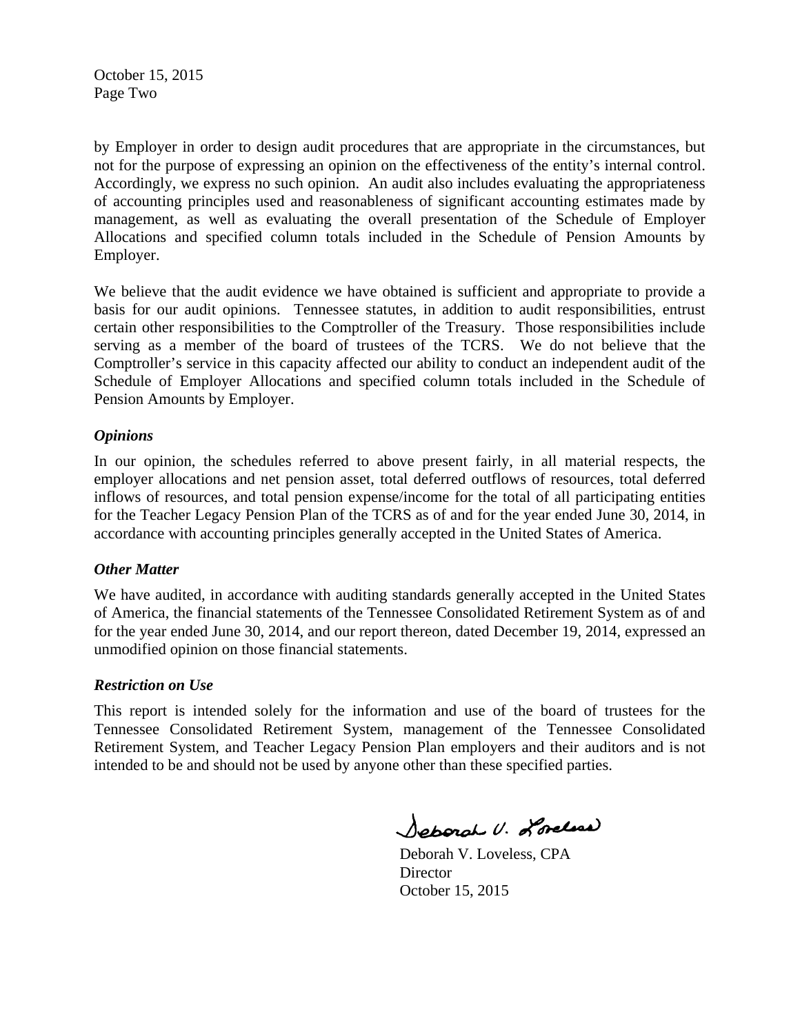by Employer in order to design audit procedures that are appropriate in the circumstances, but not for the purpose of expressing an opinion on the effectiveness of the entity's internal control. Accordingly, we express no such opinion. An audit also includes evaluating the appropriateness of accounting principles used and reasonableness of significant accounting estimates made by management, as well as evaluating the overall presentation of the Schedule of Employer Allocations and specified column totals included in the Schedule of Pension Amounts by Employer.

We believe that the audit evidence we have obtained is sufficient and appropriate to provide a basis for our audit opinions. Tennessee statutes, in addition to audit responsibilities, entrust certain other responsibilities to the Comptroller of the Treasury. Those responsibilities include serving as a member of the board of trustees of the TCRS. We do not believe that the Comptroller's service in this capacity affected our ability to conduct an independent audit of the Schedule of Employer Allocations and specified column totals included in the Schedule of Pension Amounts by Employer.

### *Opinions*

In our opinion, the schedules referred to above present fairly, in all material respects, the employer allocations and net pension asset, total deferred outflows of resources, total deferred inflows of resources, and total pension expense/income for the total of all participating entities for the Teacher Legacy Pension Plan of the TCRS as of and for the year ended June 30, 2014, in accordance with accounting principles generally accepted in the United States of America.

### *Other Matter*

We have audited, in accordance with auditing standards generally accepted in the United States of America, the financial statements of the Tennessee Consolidated Retirement System as of and for the year ended June 30, 2014, and our report thereon, dated December 19, 2014, expressed an unmodified opinion on those financial statements.

### *Restriction on Use*

This report is intended solely for the information and use of the board of trustees for the Tennessee Consolidated Retirement System, management of the Tennessee Consolidated Retirement System, and Teacher Legacy Pension Plan employers and their auditors and is not intended to be and should not be used by anyone other than these specified parties.

Deborah V. Loveless

Deborah V. Loveless, CPA
Director
October 15, 2015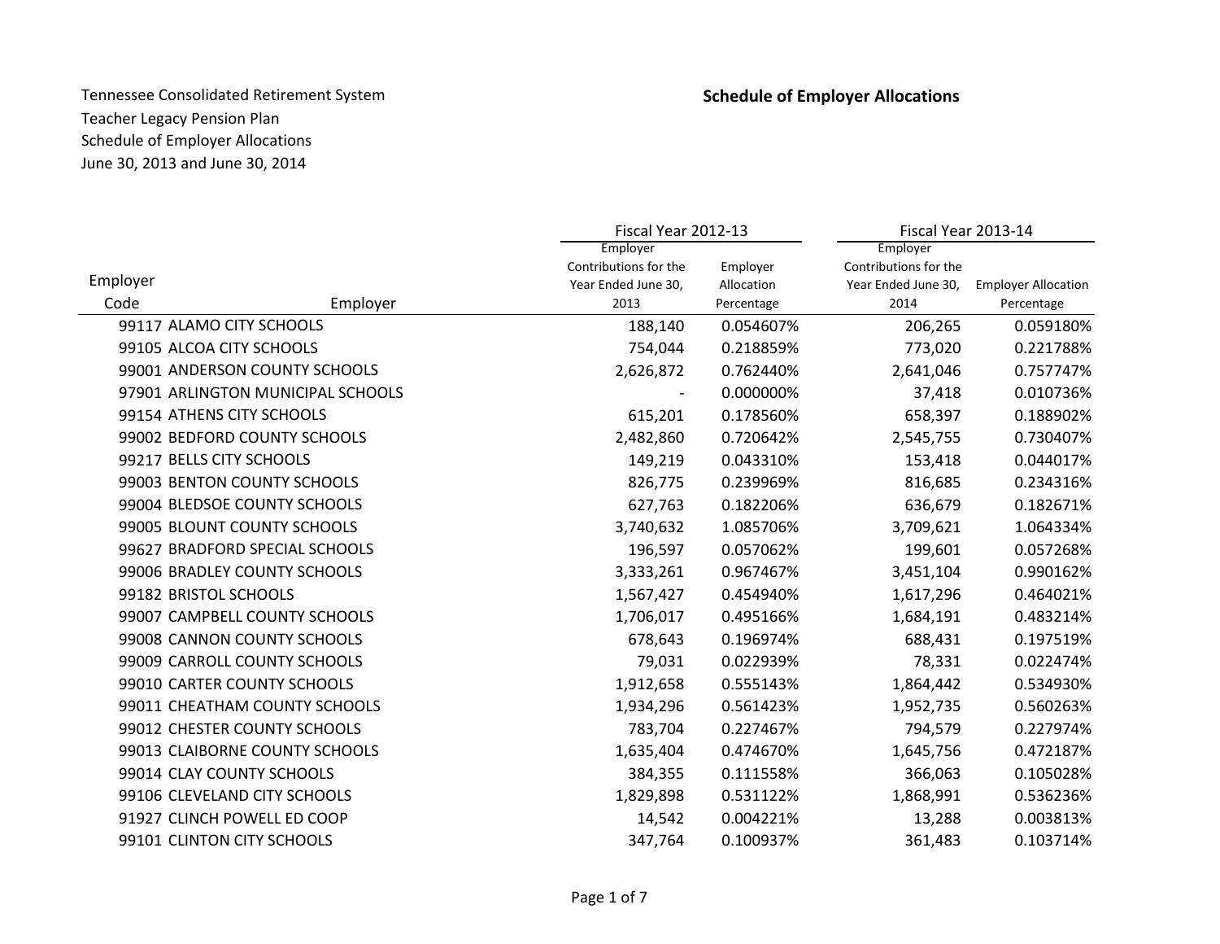Tennessee Consolidated Retirement System
Teacher Legacy Pension Plan
Schedule of Employer Allocations
June 30, 2013 and June 30, 2014

## Schedule of Employer Allocations

| Employer Code | Employer | Fiscal Year 2012-13 Employer Contributions for the Year Ended June 30, 2013 | Fiscal Year 2012-13 Employer Allocation Percentage | Fiscal Year 2013-14 Employer Contributions for the Year Ended June 30, 2014 | Fiscal Year 2013-14 Employer Allocation Percentage |
|---|---|---|---|---|---|
| 99117 | ALAMO CITY SCHOOLS | 188,140 | 0.054607% | 206,265 | 0.059180% |
| 99105 | ALCOA CITY SCHOOLS | 754,044 | 0.218859% | 773,020 | 0.221788% |
| 99001 | ANDERSON COUNTY SCHOOLS | 2,626,872 | 0.762440% | 2,641,046 | 0.757747% |
| 97901 | ARLINGTON MUNICIPAL SCHOOLS | - | 0.000000% | 37,418 | 0.010736% |
| 99154 | ATHENS CITY SCHOOLS | 615,201 | 0.178560% | 658,397 | 0.188902% |
| 99002 | BEDFORD COUNTY SCHOOLS | 2,482,860 | 0.720642% | 2,545,755 | 0.730407% |
| 99217 | BELLS CITY SCHOOLS | 149,219 | 0.043310% | 153,418 | 0.044017% |
| 99003 | BENTON COUNTY SCHOOLS | 826,775 | 0.239969% | 816,685 | 0.234316% |
| 99004 | BLEDSOE COUNTY SCHOOLS | 627,763 | 0.182206% | 636,679 | 0.182671% |
| 99005 | BLOUNT COUNTY SCHOOLS | 3,740,632 | 1.085706% | 3,709,621 | 1.064334% |
| 99627 | BRADFORD SPECIAL SCHOOLS | 196,597 | 0.057062% | 199,601 | 0.057268% |
| 99006 | BRADLEY COUNTY SCHOOLS | 3,333,261 | 0.967467% | 3,451,104 | 0.990162% |
| 99182 | BRISTOL SCHOOLS | 1,567,427 | 0.454940% | 1,617,296 | 0.464021% |
| 99007 | CAMPBELL COUNTY SCHOOLS | 1,706,017 | 0.495166% | 1,684,191 | 0.483214% |
| 99008 | CANNON COUNTY SCHOOLS | 678,643 | 0.196974% | 688,431 | 0.197519% |
| 99009 | CARROLL COUNTY SCHOOLS | 79,031 | 0.022939% | 78,331 | 0.022474% |
| 99010 | CARTER COUNTY SCHOOLS | 1,912,658 | 0.555143% | 1,864,442 | 0.534930% |
| 99011 | CHEATHAM COUNTY SCHOOLS | 1,934,296 | 0.561423% | 1,952,735 | 0.560263% |
| 99012 | CHESTER COUNTY SCHOOLS | 783,704 | 0.227467% | 794,579 | 0.227974% |
| 99013 | CLAIBORNE COUNTY SCHOOLS | 1,635,404 | 0.474670% | 1,645,756 | 0.472187% |
| 99014 | CLAY COUNTY SCHOOLS | 384,355 | 0.111558% | 366,063 | 0.105028% |
| 99106 | CLEVELAND CITY SCHOOLS | 1,829,898 | 0.531122% | 1,868,991 | 0.536236% |
| 91927 | CLINCH POWELL ED COOP | 14,542 | 0.004221% | 13,288 | 0.003813% |
| 99101 | CLINTON CITY SCHOOLS | 347,764 | 0.100937% | 361,483 | 0.103714% |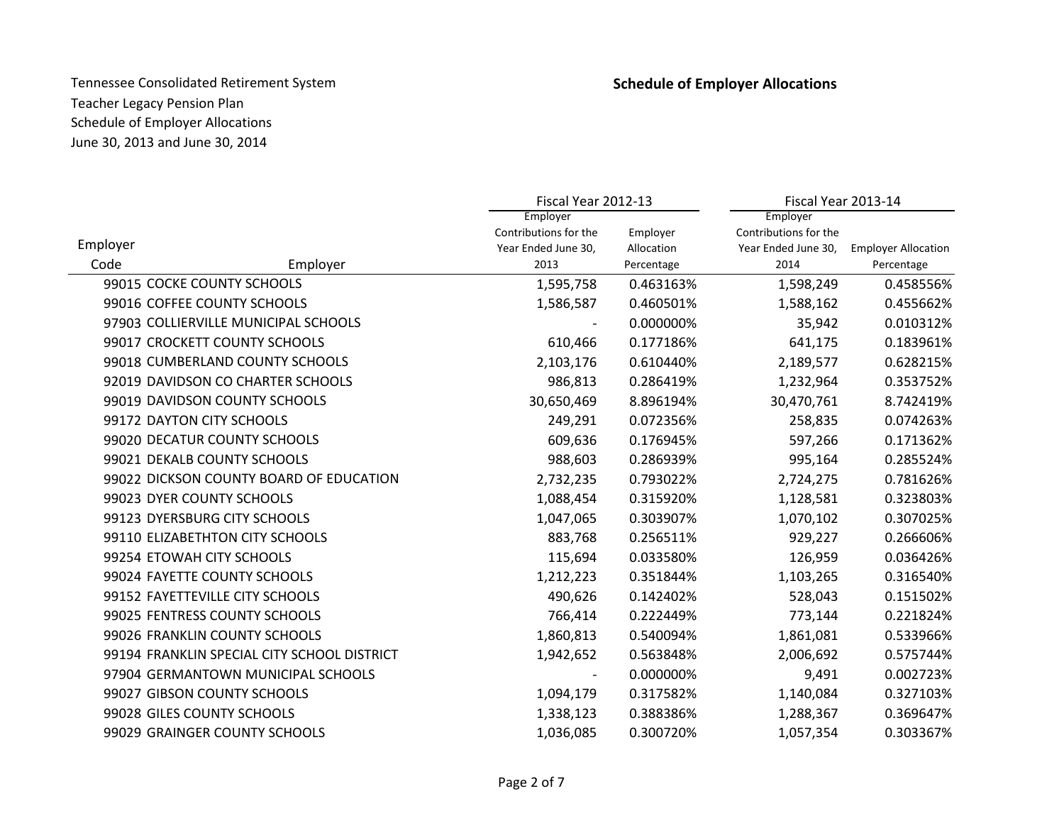Tennessee Consolidated Retirement System
Teacher Legacy Pension Plan
Schedule of Employer Allocations
June 30, 2013 and June 30, 2014

**Schedule of Employer Allocations**

| Employer Code | Employer | Fiscal Year 2012-13 Employer Contributions for the Year Ended June 30, 2013 | Fiscal Year 2012-13 Employer Allocation Percentage | Fiscal Year 2013-14 Employer Contributions for the Year Ended June 30, 2014 | Fiscal Year 2013-14 Employer Allocation Percentage |
|---|---|---|---|---|---|
| 99015 | COCKE COUNTY SCHOOLS | 1,595,758 | 0.463163% | 1,598,249 | 0.458556% |
| 99016 | COFFEE COUNTY SCHOOLS | 1,586,587 | 0.460501% | 1,588,162 | 0.455662% |
| 97903 | COLLIERVILLE MUNICIPAL SCHOOLS | - | 0.000000% | 35,942 | 0.010312% |
| 99017 | CROCKETT COUNTY SCHOOLS | 610,466 | 0.177186% | 641,175 | 0.183961% |
| 99018 | CUMBERLAND COUNTY SCHOOLS | 2,103,176 | 0.610440% | 2,189,577 | 0.628215% |
| 92019 | DAVIDSON CO CHARTER SCHOOLS | 986,813 | 0.286419% | 1,232,964 | 0.353752% |
| 99019 | DAVIDSON COUNTY SCHOOLS | 30,650,469 | 8.896194% | 30,470,761 | 8.742419% |
| 99172 | DAYTON CITY SCHOOLS | 249,291 | 0.072356% | 258,835 | 0.074263% |
| 99020 | DECATUR COUNTY SCHOOLS | 609,636 | 0.176945% | 597,266 | 0.171362% |
| 99021 | DEKALB COUNTY SCHOOLS | 988,603 | 0.286939% | 995,164 | 0.285524% |
| 99022 | DICKSON COUNTY BOARD OF EDUCATION | 2,732,235 | 0.793022% | 2,724,275 | 0.781626% |
| 99023 | DYER COUNTY SCHOOLS | 1,088,454 | 0.315920% | 1,128,581 | 0.323803% |
| 99123 | DYERSBURG CITY SCHOOLS | 1,047,065 | 0.303907% | 1,070,102 | 0.307025% |
| 99110 | ELIZABETHTON CITY SCHOOLS | 883,768 | 0.256511% | 929,227 | 0.266606% |
| 99254 | ETOWAH CITY SCHOOLS | 115,694 | 0.033580% | 126,959 | 0.036426% |
| 99024 | FAYETTE COUNTY SCHOOLS | 1,212,223 | 0.351844% | 1,103,265 | 0.316540% |
| 99152 | FAYETTEVILLE CITY SCHOOLS | 490,626 | 0.142402% | 528,043 | 0.151502% |
| 99025 | FENTRESS COUNTY SCHOOLS | 766,414 | 0.222449% | 773,144 | 0.221824% |
| 99026 | FRANKLIN COUNTY SCHOOLS | 1,860,813 | 0.540094% | 1,861,081 | 0.533966% |
| 99194 | FRANKLIN SPECIAL CITY SCHOOL DISTRICT | 1,942,652 | 0.563848% | 2,006,692 | 0.575744% |
| 97904 | GERMANTOWN MUNICIPAL SCHOOLS | - | 0.000000% | 9,491 | 0.002723% |
| 99027 | GIBSON COUNTY SCHOOLS | 1,094,179 | 0.317582% | 1,140,084 | 0.327103% |
| 99028 | GILES COUNTY SCHOOLS | 1,338,123 | 0.388386% | 1,288,367 | 0.369647% |
| 99029 | GRAINGER COUNTY SCHOOLS | 1,036,085 | 0.300720% | 1,057,354 | 0.303367% |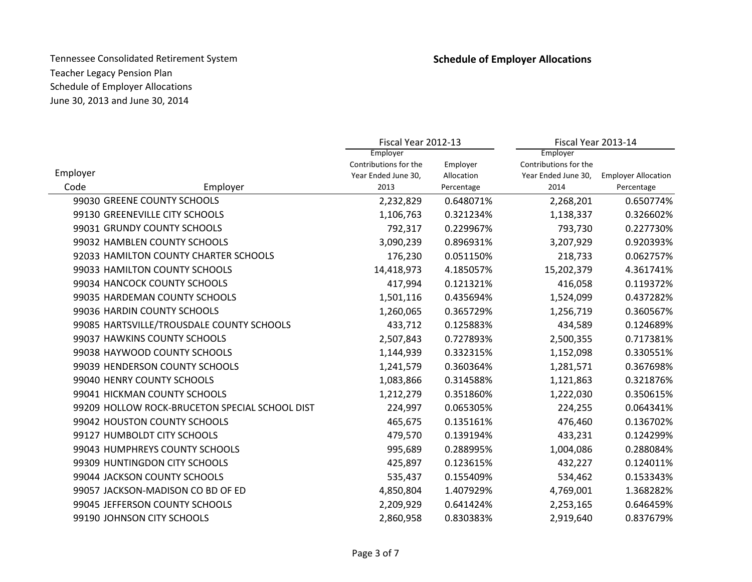Tennessee Consolidated Retirement System
Teacher Legacy Pension Plan
Schedule of Employer Allocations
June 30, 2013 and June 30, 2014

**Schedule of Employer Allocations**

| | | Fiscal Year 2012-13 | | Fiscal Year 2013-14 | |
|---|---|---|---|---|---|
| Employer Code | Employer | Employer Contributions for the Year Ended June 30, 2013 | Employer Allocation Percentage | Employer Contributions for the Year Ended June 30, 2014 | Employer Allocation Percentage |
| 99030 | GREENE COUNTY SCHOOLS | 2,232,829 | 0.648071% | 2,268,201 | 0.650774% |
| 99130 | GREENEVILLE CITY SCHOOLS | 1,106,763 | 0.321234% | 1,138,337 | 0.326602% |
| 99031 | GRUNDY COUNTY SCHOOLS | 792,317 | 0.229967% | 793,730 | 0.227730% |
| 99032 | HAMBLEN COUNTY SCHOOLS | 3,090,239 | 0.896931% | 3,207,929 | 0.920393% |
| 92033 | HAMILTON COUNTY CHARTER SCHOOLS | 176,230 | 0.051150% | 218,733 | 0.062757% |
| 99033 | HAMILTON COUNTY SCHOOLS | 14,418,973 | 4.185057% | 15,202,379 | 4.361741% |
| 99034 | HANCOCK COUNTY SCHOOLS | 417,994 | 0.121321% | 416,058 | 0.119372% |
| 99035 | HARDEMAN COUNTY SCHOOLS | 1,501,116 | 0.435694% | 1,524,099 | 0.437282% |
| 99036 | HARDIN COUNTY SCHOOLS | 1,260,065 | 0.365729% | 1,256,719 | 0.360567% |
| 99085 | HARTSVILLE/TROUSDALE COUNTY SCHOOLS | 433,712 | 0.125883% | 434,589 | 0.124689% |
| 99037 | HAWKINS COUNTY SCHOOLS | 2,507,843 | 0.727893% | 2,500,355 | 0.717381% |
| 99038 | HAYWOOD COUNTY SCHOOLS | 1,144,939 | 0.332315% | 1,152,098 | 0.330551% |
| 99039 | HENDERSON COUNTY SCHOOLS | 1,241,579 | 0.360364% | 1,281,571 | 0.367698% |
| 99040 | HENRY COUNTY SCHOOLS | 1,083,866 | 0.314588% | 1,121,863 | 0.321876% |
| 99041 | HICKMAN COUNTY SCHOOLS | 1,212,279 | 0.351860% | 1,222,030 | 0.350615% |
| 99209 | HOLLOW ROCK-BRUCETON SPECIAL SCHOOL DIST | 224,997 | 0.065305% | 224,255 | 0.064341% |
| 99042 | HOUSTON COUNTY SCHOOLS | 465,675 | 0.135161% | 476,460 | 0.136702% |
| 99127 | HUMBOLDT CITY SCHOOLS | 479,570 | 0.139194% | 433,231 | 0.124299% |
| 99043 | HUMPHREYS COUNTY SCHOOLS | 995,689 | 0.288995% | 1,004,086 | 0.288084% |
| 99309 | HUNTINGDON CITY SCHOOLS | 425,897 | 0.123615% | 432,227 | 0.124011% |
| 99044 | JACKSON COUNTY SCHOOLS | 535,437 | 0.155409% | 534,462 | 0.153343% |
| 99057 | JACKSON-MADISON CO BD OF ED | 4,850,804 | 1.407929% | 4,769,001 | 1.368282% |
| 99045 | JEFFERSON COUNTY SCHOOLS | 2,209,929 | 0.641424% | 2,253,165 | 0.646459% |
| 99190 | JOHNSON CITY SCHOOLS | 2,860,958 | 0.830383% | 2,919,640 | 0.837679% |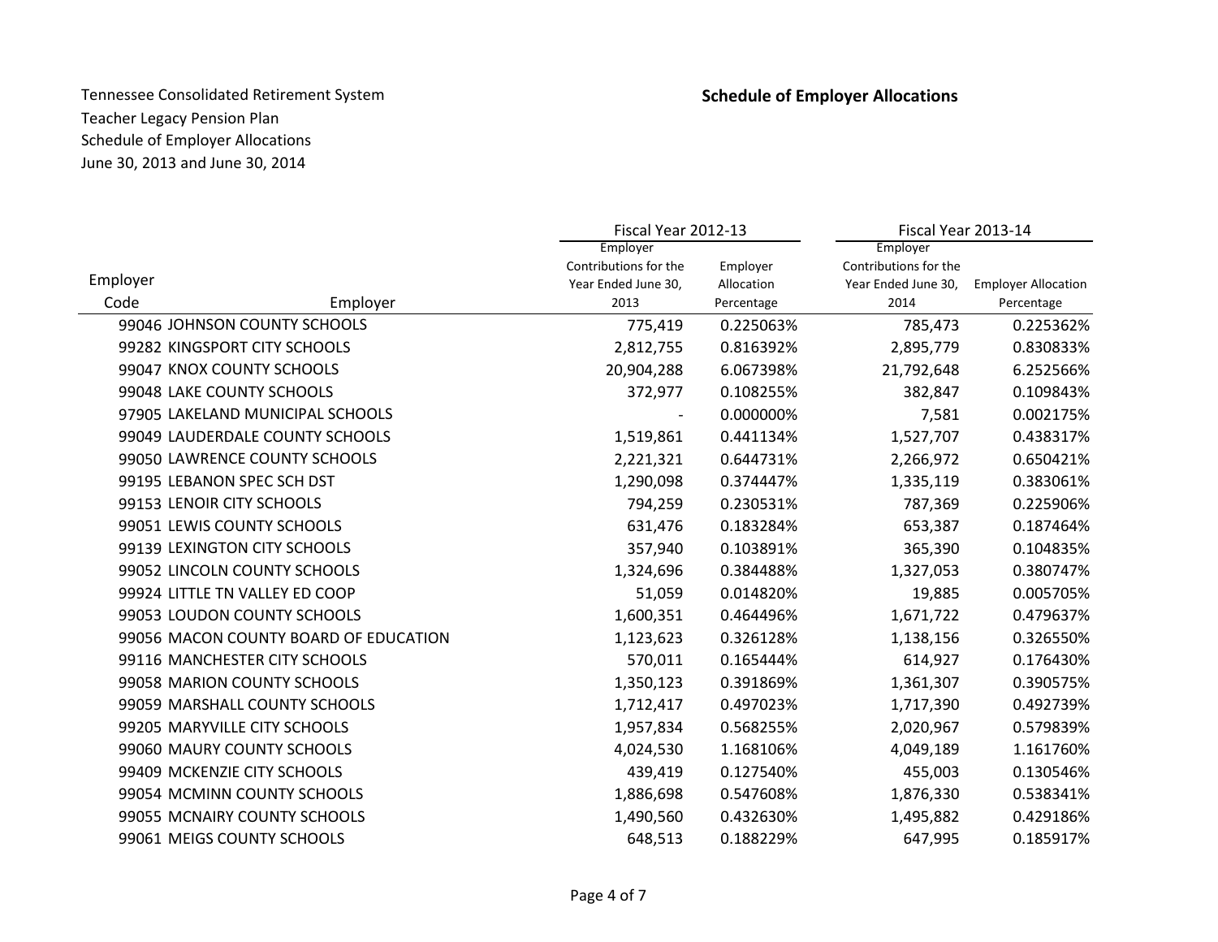Tennessee Consolidated Retirement System
Teacher Legacy Pension Plan
Schedule of Employer Allocations
June 30, 2013 and June 30, 2014

**Schedule of Employer Allocations**

| | | Fiscal Year 2012-13 | | Fiscal Year 2013-14 | |
|---|---|---|---|---|---|
| Employer Code | Employer | Employer Contributions for the Year Ended June 30, 2013 | Employer Allocation Percentage | Employer Contributions for the Year Ended June 30, 2014 | Employer Allocation Percentage |
| 99046 | JOHNSON COUNTY SCHOOLS | 775,419 | 0.225063% | 785,473 | 0.225362% |
| 99282 | KINGSPORT CITY SCHOOLS | 2,812,755 | 0.816392% | 2,895,779 | 0.830833% |
| 99047 | KNOX COUNTY SCHOOLS | 20,904,288 | 6.067398% | 21,792,648 | 6.252566% |
| 99048 | LAKE COUNTY SCHOOLS | 372,977 | 0.108255% | 382,847 | 0.109843% |
| 97905 | LAKELAND MUNICIPAL SCHOOLS | - | 0.000000% | 7,581 | 0.002175% |
| 99049 | LAUDERDALE COUNTY SCHOOLS | 1,519,861 | 0.441134% | 1,527,707 | 0.438317% |
| 99050 | LAWRENCE COUNTY SCHOOLS | 2,221,321 | 0.644731% | 2,266,972 | 0.650421% |
| 99195 | LEBANON SPEC SCH DST | 1,290,098 | 0.374447% | 1,335,119 | 0.383061% |
| 99153 | LENOIR CITY SCHOOLS | 794,259 | 0.230531% | 787,369 | 0.225906% |
| 99051 | LEWIS COUNTY SCHOOLS | 631,476 | 0.183284% | 653,387 | 0.187464% |
| 99139 | LEXINGTON CITY SCHOOLS | 357,940 | 0.103891% | 365,390 | 0.104835% |
| 99052 | LINCOLN COUNTY SCHOOLS | 1,324,696 | 0.384488% | 1,327,053 | 0.380747% |
| 99924 | LITTLE TN VALLEY ED COOP | 51,059 | 0.014820% | 19,885 | 0.005705% |
| 99053 | LOUDON COUNTY SCHOOLS | 1,600,351 | 0.464496% | 1,671,722 | 0.479637% |
| 99056 | MACON COUNTY BOARD OF EDUCATION | 1,123,623 | 0.326128% | 1,138,156 | 0.326550% |
| 99116 | MANCHESTER CITY SCHOOLS | 570,011 | 0.165444% | 614,927 | 0.176430% |
| 99058 | MARION COUNTY SCHOOLS | 1,350,123 | 0.391869% | 1,361,307 | 0.390575% |
| 99059 | MARSHALL COUNTY SCHOOLS | 1,712,417 | 0.497023% | 1,717,390 | 0.492739% |
| 99205 | MARYVILLE CITY SCHOOLS | 1,957,834 | 0.568255% | 2,020,967 | 0.579839% |
| 99060 | MAURY COUNTY SCHOOLS | 4,024,530 | 1.168106% | 4,049,189 | 1.161760% |
| 99409 | MCKENZIE CITY SCHOOLS | 439,419 | 0.127540% | 455,003 | 0.130546% |
| 99054 | MCMINN COUNTY SCHOOLS | 1,886,698 | 0.547608% | 1,876,330 | 0.538341% |
| 99055 | MCNAIRY COUNTY SCHOOLS | 1,490,560 | 0.432630% | 1,495,882 | 0.429186% |
| 99061 | MEIGS COUNTY SCHOOLS | 648,513 | 0.188229% | 647,995 | 0.185917% |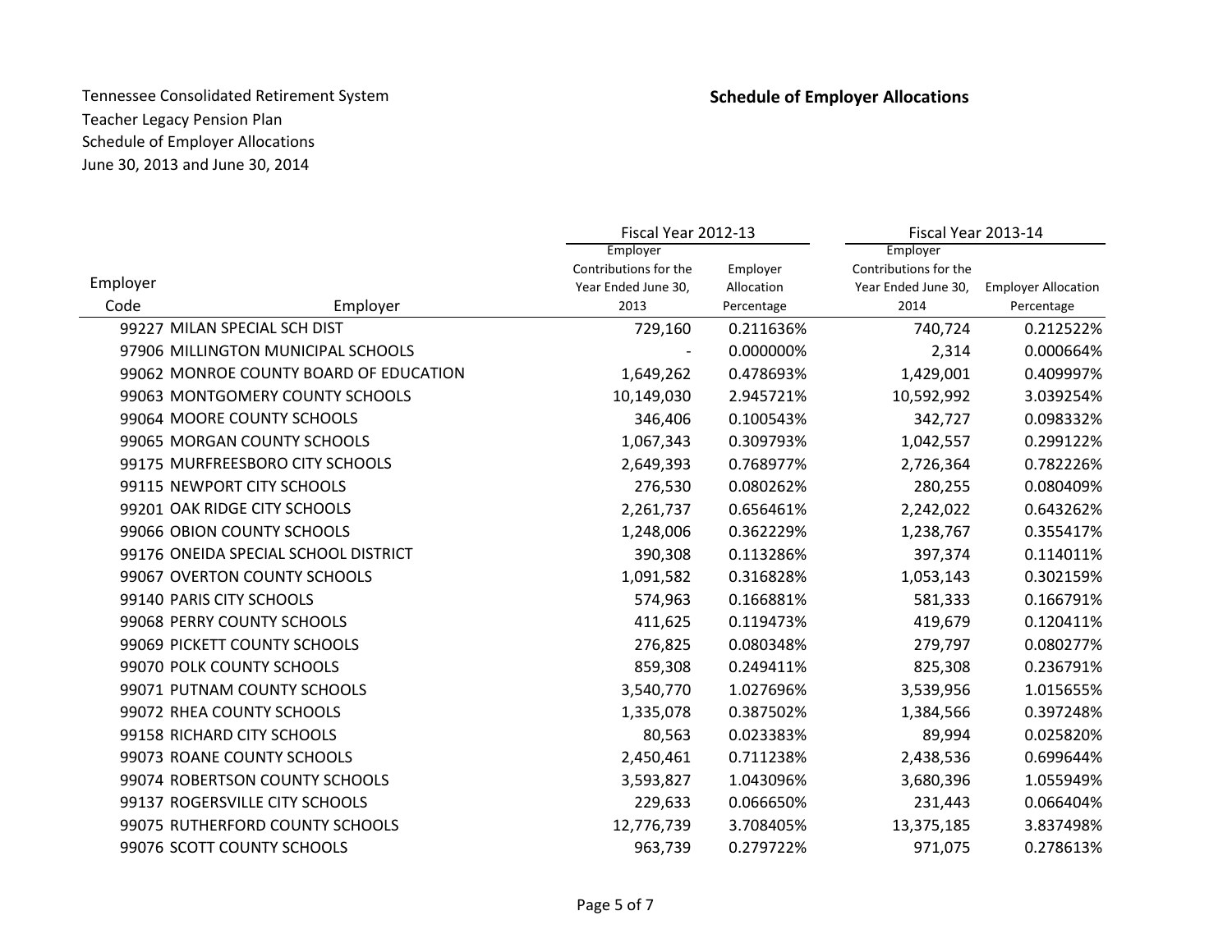Tennessee Consolidated Retirement System
Teacher Legacy Pension Plan
Schedule of Employer Allocations
June 30, 2013 and June 30, 2014

**Schedule of Employer Allocations**

| | | Fiscal Year 2012-13 | | Fiscal Year 2013-14 | |
|---|---|---|---|---|---|
| Employer Code | Employer | Employer Contributions for the Year Ended June 30, 2013 | Employer Allocation Percentage | Employer Contributions for the Year Ended June 30, 2014 | Employer Allocation Percentage |
| 99227 | MILAN SPECIAL SCH DIST | 729,160 | 0.211636% | 740,724 | 0.212522% |
| 97906 | MILLINGTON MUNICIPAL SCHOOLS | - | 0.000000% | 2,314 | 0.000664% |
| 99062 | MONROE COUNTY BOARD OF EDUCATION | 1,649,262 | 0.478693% | 1,429,001 | 0.409997% |
| 99063 | MONTGOMERY COUNTY SCHOOLS | 10,149,030 | 2.945721% | 10,592,992 | 3.039254% |
| 99064 | MOORE COUNTY SCHOOLS | 346,406 | 0.100543% | 342,727 | 0.098332% |
| 99065 | MORGAN COUNTY SCHOOLS | 1,067,343 | 0.309793% | 1,042,557 | 0.299122% |
| 99175 | MURFREESBORO CITY SCHOOLS | 2,649,393 | 0.768977% | 2,726,364 | 0.782226% |
| 99115 | NEWPORT CITY SCHOOLS | 276,530 | 0.080262% | 280,255 | 0.080409% |
| 99201 | OAK RIDGE CITY SCHOOLS | 2,261,737 | 0.656461% | 2,242,022 | 0.643262% |
| 99066 | OBION COUNTY SCHOOLS | 1,248,006 | 0.362229% | 1,238,767 | 0.355417% |
| 99176 | ONEIDA SPECIAL SCHOOL DISTRICT | 390,308 | 0.113286% | 397,374 | 0.114011% |
| 99067 | OVERTON COUNTY SCHOOLS | 1,091,582 | 0.316828% | 1,053,143 | 0.302159% |
| 99140 | PARIS CITY SCHOOLS | 574,963 | 0.166881% | 581,333 | 0.166791% |
| 99068 | PERRY COUNTY SCHOOLS | 411,625 | 0.119473% | 419,679 | 0.120411% |
| 99069 | PICKETT COUNTY SCHOOLS | 276,825 | 0.080348% | 279,797 | 0.080277% |
| 99070 | POLK COUNTY SCHOOLS | 859,308 | 0.249411% | 825,308 | 0.236791% |
| 99071 | PUTNAM COUNTY SCHOOLS | 3,540,770 | 1.027696% | 3,539,956 | 1.015655% |
| 99072 | RHEA COUNTY SCHOOLS | 1,335,078 | 0.387502% | 1,384,566 | 0.397248% |
| 99158 | RICHARD CITY SCHOOLS | 80,563 | 0.023383% | 89,994 | 0.025820% |
| 99073 | ROANE COUNTY SCHOOLS | 2,450,461 | 0.711238% | 2,438,536 | 0.699644% |
| 99074 | ROBERTSON COUNTY SCHOOLS | 3,593,827 | 1.043096% | 3,680,396 | 1.055949% |
| 99137 | ROGERSVILLE CITY SCHOOLS | 229,633 | 0.066650% | 231,443 | 0.066404% |
| 99075 | RUTHERFORD COUNTY SCHOOLS | 12,776,739 | 3.708405% | 13,375,185 | 3.837498% |
| 99076 | SCOTT COUNTY SCHOOLS | 963,739 | 0.279722% | 971,075 | 0.278613% |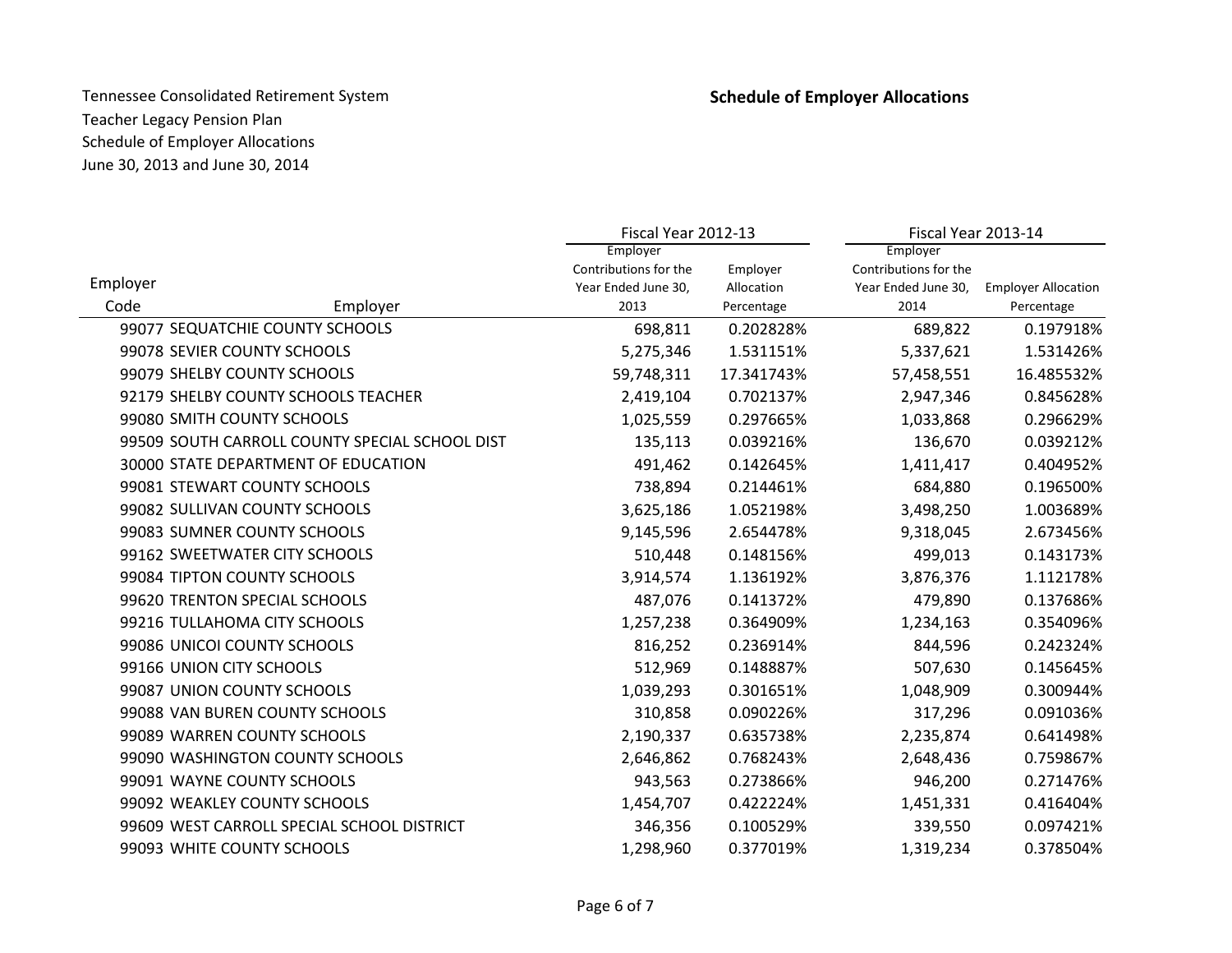Tennessee Consolidated Retirement System
Teacher Legacy Pension Plan
Schedule of Employer Allocations
June 30, 2013 and June 30, 2014

**Schedule of Employer Allocations**

| | | Fiscal Year 2012-13 | | Fiscal Year 2013-14 | |
|---|---|---|---|---|---|
| Employer Code | Employer | Employer Contributions for the Year Ended June 30, 2013 | Employer Allocation Percentage | Employer Contributions for the Year Ended June 30, 2014 | Employer Allocation Percentage |
| 99077 | SEQUATCHIE COUNTY SCHOOLS | 698,811 | 0.202828% | 689,822 | 0.197918% |
| 99078 | SEVIER COUNTY SCHOOLS | 5,275,346 | 1.531151% | 5,337,621 | 1.531426% |
| 99079 | SHELBY COUNTY SCHOOLS | 59,748,311 | 17.341743% | 57,458,551 | 16.485532% |
| 92179 | SHELBY COUNTY SCHOOLS TEACHER | 2,419,104 | 0.702137% | 2,947,346 | 0.845628% |
| 99080 | SMITH COUNTY SCHOOLS | 1,025,559 | 0.297665% | 1,033,868 | 0.296629% |
| 99509 | SOUTH CARROLL COUNTY SPECIAL SCHOOL DIST | 135,113 | 0.039216% | 136,670 | 0.039212% |
| 30000 | STATE DEPARTMENT OF EDUCATION | 491,462 | 0.142645% | 1,411,417 | 0.404952% |
| 99081 | STEWART COUNTY SCHOOLS | 738,894 | 0.214461% | 684,880 | 0.196500% |
| 99082 | SULLIVAN COUNTY SCHOOLS | 3,625,186 | 1.052198% | 3,498,250 | 1.003689% |
| 99083 | SUMNER COUNTY SCHOOLS | 9,145,596 | 2.654478% | 9,318,045 | 2.673456% |
| 99162 | SWEETWATER CITY SCHOOLS | 510,448 | 0.148156% | 499,013 | 0.143173% |
| 99084 | TIPTON COUNTY SCHOOLS | 3,914,574 | 1.136192% | 3,876,376 | 1.112178% |
| 99620 | TRENTON SPECIAL SCHOOLS | 487,076 | 0.141372% | 479,890 | 0.137686% |
| 99216 | TULLAHOMA CITY SCHOOLS | 1,257,238 | 0.364909% | 1,234,163 | 0.354096% |
| 99086 | UNICOI COUNTY SCHOOLS | 816,252 | 0.236914% | 844,596 | 0.242324% |
| 99166 | UNION CITY SCHOOLS | 512,969 | 0.148887% | 507,630 | 0.145645% |
| 99087 | UNION COUNTY SCHOOLS | 1,039,293 | 0.301651% | 1,048,909 | 0.300944% |
| 99088 | VAN BUREN COUNTY SCHOOLS | 310,858 | 0.090226% | 317,296 | 0.091036% |
| 99089 | WARREN COUNTY SCHOOLS | 2,190,337 | 0.635738% | 2,235,874 | 0.641498% |
| 99090 | WASHINGTON COUNTY SCHOOLS | 2,646,862 | 0.768243% | 2,648,436 | 0.759867% |
| 99091 | WAYNE COUNTY SCHOOLS | 943,563 | 0.273866% | 946,200 | 0.271476% |
| 99092 | WEAKLEY COUNTY SCHOOLS | 1,454,707 | 0.422224% | 1,451,331 | 0.416404% |
| 99609 | WEST CARROLL SPECIAL SCHOOL DISTRICT | 346,356 | 0.100529% | 339,550 | 0.097421% |
| 99093 | WHITE COUNTY SCHOOLS | 1,298,960 | 0.377019% | 1,319,234 | 0.378504% |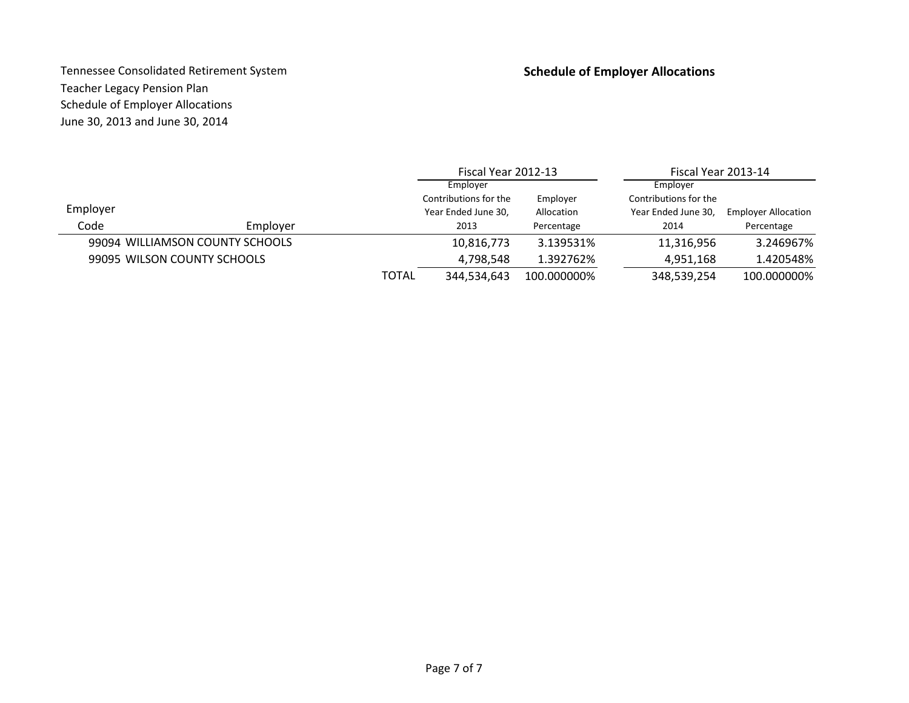Tennessee Consolidated Retirement System
Teacher Legacy Pension Plan
Schedule of Employer Allocations
June 30, 2013 and June 30, 2014

**Schedule of Employer Allocations**

| | | | Fiscal Year 2012-13 | | Fiscal Year 2013-14 | |
|---|---|---|---|---|---|---|
| Employer Code | Employer | | Employer Contributions for the Year Ended June 30, 2013 | Employer Allocation Percentage | Employer Contributions for the Year Ended June 30, 2014 | Employer Allocation Percentage |
| 99094 | WILLIAMSON COUNTY SCHOOLS | | 10,816,773 | 3.139531% | 11,316,956 | 3.246967% |
| 99095 | WILSON COUNTY SCHOOLS | | 4,798,548 | 1.392762% | 4,951,168 | 1.420548% |
| | | TOTAL | 344,534,643 | 100.000000% | 348,539,254 | 100.000000% |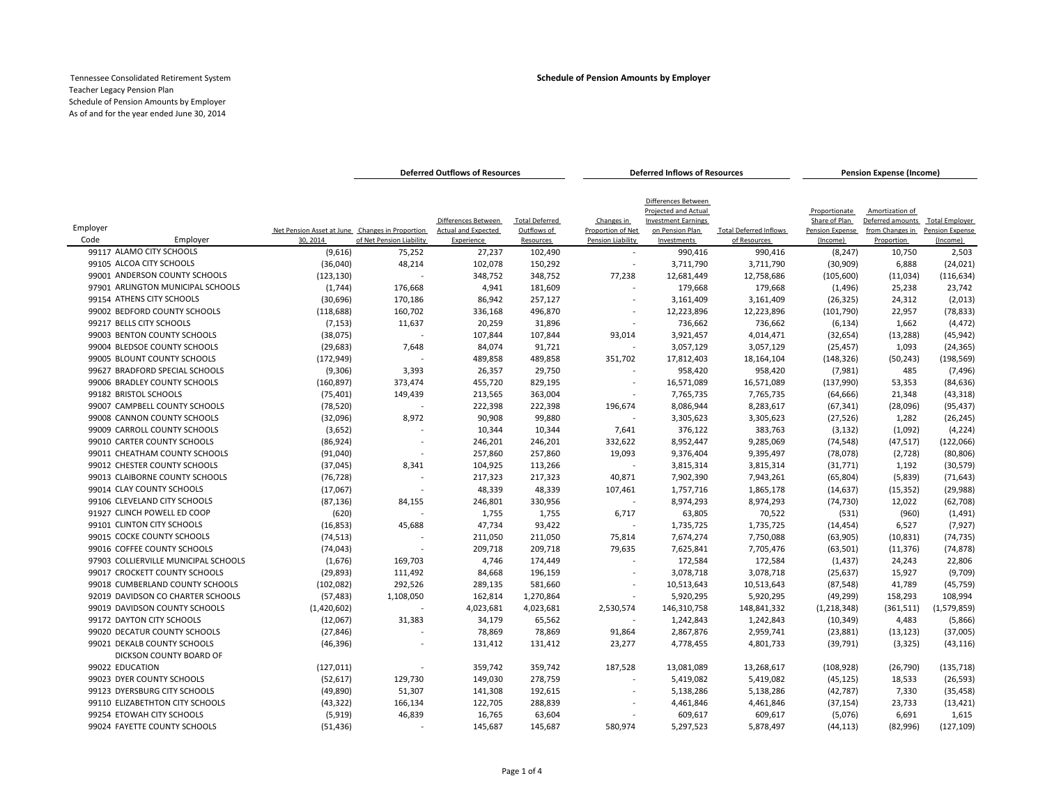Tennessee Consolidated Retirement System
Teacher Legacy Pension Plan
Schedule of Pension Amounts by Employer
As of and for the year ended June 30, 2014

**Schedule of Pension Amounts by Employer**

| | | | Deferred Outflows of Resources | | | Deferred Inflows of Resources | | | Pension Expense (Income) | | |
|---|---|---|---|---|---|---|---|---|---|---|---|
| Employer Code | Employer | Net Pension Asset at June 30, 2014 | Changes in Proportion of Net Pension Liability | Differences Between Actual and Expected Experience | Total Deferred Outflows of Resources | Changes in Proportion of Net Pension Liability | Differences Between Projected and Actual Investment Earnings on Pension Plan Investments | Total Deferred Inflows of Resources | Proportionate Share of Plan Pension Expense (Income) | Amortization of Deferred amounts from Changes in Proportion | Total Employer Pension Expense (Income) |
| 99117 | ALAMO CITY SCHOOLS | (9,616) | 75,252 | 27,237 | 102,490 | - | 990,416 | 990,416 | (8,247) | 10,750 | 2,503 |
| 99105 | ALCOA CITY SCHOOLS | (36,040) | 48,214 | 102,078 | 150,292 | - | 3,711,790 | 3,711,790 | (30,909) | 6,888 | (24,021) |
| 99001 | ANDERSON COUNTY SCHOOLS | (123,130) | - | 348,752 | 348,752 | 77,238 | 12,681,449 | 12,758,686 | (105,600) | (11,034) | (116,634) |
| 97901 | ARLINGTON MUNICIPAL SCHOOLS | (1,744) | 176,668 | 4,941 | 181,609 | - | 179,668 | 179,668 | (1,496) | 25,238 | 23,742 |
| 99154 | ATHENS CITY SCHOOLS | (30,696) | 170,186 | 86,942 | 257,127 | - | 3,161,409 | 3,161,409 | (26,325) | 24,312 | (2,013) |
| 99002 | BEDFORD COUNTY SCHOOLS | (118,688) | 160,702 | 336,168 | 496,870 | - | 12,223,896 | 12,223,896 | (101,790) | 22,957 | (78,833) |
| 99217 | BELLS CITY SCHOOLS | (7,153) | 11,637 | 20,259 | 31,896 | - | 736,662 | 736,662 | (6,134) | 1,662 | (4,472) |
| 99003 | BENTON COUNTY SCHOOLS | (38,075) | - | 107,844 | 107,844 | 93,014 | 3,921,457 | 4,014,471 | (32,654) | (13,288) | (45,942) |
| 99004 | BLEDSOE COUNTY SCHOOLS | (29,683) | 7,648 | 84,074 | 91,721 | - | 3,057,129 | 3,057,129 | (25,457) | 1,093 | (24,365) |
| 99005 | BLOUNT COUNTY SCHOOLS | (172,949) | - | 489,858 | 489,858 | 351,702 | 17,812,403 | 18,164,104 | (148,326) | (50,243) | (198,569) |
| 99627 | BRADFORD SPECIAL SCHOOLS | (9,306) | 3,393 | 26,357 | 29,750 | - | 958,420 | 958,420 | (7,981) | 485 | (7,496) |
| 99006 | BRADLEY COUNTY SCHOOLS | (160,897) | 373,474 | 455,720 | 829,195 | - | 16,571,089 | 16,571,089 | (137,990) | 53,353 | (84,636) |
| 99182 | BRISTOL SCHOOLS | (75,401) | 149,439 | 213,565 | 363,004 | - | 7,765,735 | 7,765,735 | (64,666) | 21,348 | (43,318) |
| 99007 | CAMPBELL COUNTY SCHOOLS | (78,520) | - | 222,398 | 222,398 | 196,674 | 8,086,944 | 8,283,617 | (67,341) | (28,096) | (95,437) |
| 99008 | CANNON COUNTY SCHOOLS | (32,096) | 8,972 | 90,908 | 99,880 | - | 3,305,623 | 3,305,623 | (27,526) | 1,282 | (26,245) |
| 99009 | CARROLL COUNTY SCHOOLS | (3,652) | - | 10,344 | 10,344 | 7,641 | 376,122 | 383,763 | (3,132) | (1,092) | (4,224) |
| 99010 | CARTER COUNTY SCHOOLS | (86,924) | - | 246,201 | 246,201 | 332,622 | 8,952,447 | 9,285,069 | (74,548) | (47,517) | (122,066) |
| 99011 | CHEATHAM COUNTY SCHOOLS | (91,040) | - | 257,860 | 257,860 | 19,093 | 9,376,404 | 9,395,497 | (78,078) | (2,728) | (80,806) |
| 99012 | CHESTER COUNTY SCHOOLS | (37,045) | 8,341 | 104,925 | 113,266 | - | 3,815,314 | 3,815,314 | (31,771) | 1,192 | (30,579) |
| 99013 | CLAIBORNE COUNTY SCHOOLS | (76,728) | - | 217,323 | 217,323 | 40,871 | 7,902,390 | 7,943,261 | (65,804) | (5,839) | (71,643) |
| 99014 | CLAY COUNTY SCHOOLS | (17,067) | - | 48,339 | 48,339 | 107,461 | 1,757,716 | 1,865,178 | (14,637) | (15,352) | (29,988) |
| 99106 | CLEVELAND CITY SCHOOLS | (87,136) | 84,155 | 246,801 | 330,956 | - | 8,974,293 | 8,974,293 | (74,730) | 12,022 | (62,708) |
| 91927 | CLINCH POWELL ED COOP | (620) | - | 1,755 | 1,755 | 6,717 | 63,805 | 70,522 | (531) | (960) | (1,491) |
| 99101 | CLINTON CITY SCHOOLS | (16,853) | 45,688 | 47,734 | 93,422 | - | 1,735,725 | 1,735,725 | (14,454) | 6,527 | (7,927) |
| 99015 | COCKE COUNTY SCHOOLS | (74,513) | - | 211,050 | 211,050 | 75,814 | 7,674,274 | 7,750,088 | (63,905) | (10,831) | (74,735) |
| 99016 | COFFEE COUNTY SCHOOLS | (74,043) | - | 209,718 | 209,718 | 79,635 | 7,625,841 | 7,705,476 | (63,501) | (11,376) | (74,878) |
| 97903 | COLLIERVILLE MUNICIPAL SCHOOLS | (1,676) | 169,703 | 4,746 | 174,449 | - | 172,584 | 172,584 | (1,437) | 24,243 | 22,806 |
| 99017 | CROCKETT COUNTY SCHOOLS | (29,893) | 111,492 | 84,668 | 196,159 | - | 3,078,718 | 3,078,718 | (25,637) | 15,927 | (9,709) |
| 99018 | CUMBERLAND COUNTY SCHOOLS | (102,082) | 292,526 | 289,135 | 581,660 | - | 10,513,643 | 10,513,643 | (87,548) | 41,789 | (45,759) |
| 92019 | DAVIDSON CO CHARTER SCHOOLS | (57,483) | 1,108,050 | 162,814 | 1,270,864 | - | 5,920,295 | 5,920,295 | (49,299) | 158,293 | 108,994 |
| 99019 | DAVIDSON COUNTY SCHOOLS | (1,420,602) | - | 4,023,681 | 4,023,681 | 2,530,574 | 146,310,758 | 148,841,332 | (1,218,348) | (361,511) | (1,579,859) |
| 99172 | DAYTON CITY SCHOOLS | (12,067) | 31,383 | 34,179 | 65,562 | - | 1,242,843 | 1,242,843 | (10,349) | 4,483 | (5,866) |
| 99020 | DECATUR COUNTY SCHOOLS | (27,846) | - | 78,869 | 78,869 | 91,864 | 2,867,876 | 2,959,741 | (23,881) | (13,123) | (37,005) |
| 99021 | DEKALB COUNTY SCHOOLS | (46,396) | - | 131,412 | 131,412 | 23,277 | 4,778,455 | 4,801,733 | (39,791) | (3,325) | (43,116) |
| 99022 | DICKSON COUNTY BOARD OF EDUCATION | (127,011) | - | 359,742 | 359,742 | 187,528 | 13,081,089 | 13,268,617 | (108,928) | (26,790) | (135,718) |
| 99023 | DYER COUNTY SCHOOLS | (52,617) | 129,730 | 149,030 | 278,759 | - | 5,419,082 | 5,419,082 | (45,125) | 18,533 | (26,593) |
| 99123 | DYERSBURG CITY SCHOOLS | (49,890) | 51,307 | 141,308 | 192,615 | - | 5,138,286 | 5,138,286 | (42,787) | 7,330 | (35,458) |
| 99110 | ELIZABETHTON CITY SCHOOLS | (43,322) | 166,134 | 122,705 | 288,839 | - | 4,461,846 | 4,461,846 | (37,154) | 23,733 | (13,421) |
| 99254 | ETOWAH CITY SCHOOLS | (5,919) | 46,839 | 16,765 | 63,604 | - | 609,617 | 609,617 | (5,076) | 6,691 | 1,615 |
| 99024 | FAYETTE COUNTY SCHOOLS | (51,436) | - | 145,687 | 145,687 | 580,974 | 5,297,523 | 5,878,497 | (44,113) | (82,996) | (127,109) |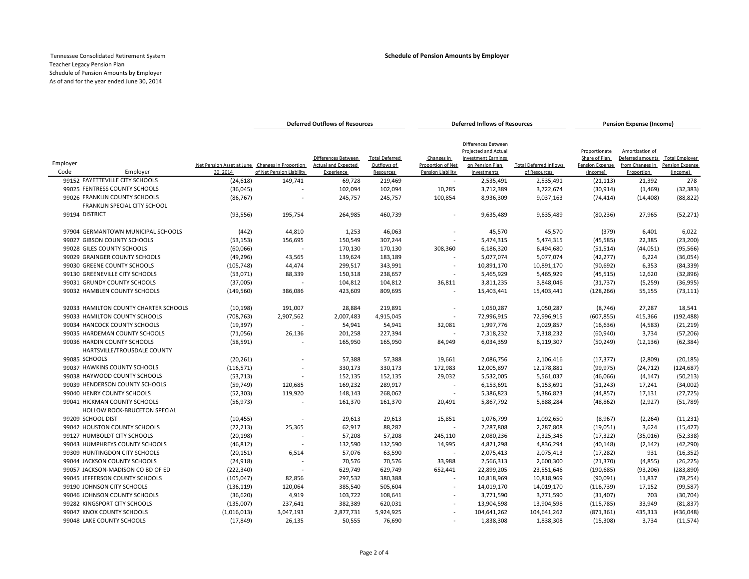Tennessee Consolidated Retirement System
Teacher Legacy Pension Plan
Schedule of Pension Amounts by Employer
As of and for the year ended June 30, 2014

**Schedule of Pension Amounts by Employer**

| | | | Deferred Outflows of Resources | | | Deferred Inflows of Resources | | | Pension Expense (Income) | | |
|---|---|---|---|---|---|---|---|---|---|---|---|
| Employer Code | Employer | Net Pension Asset at June 30, 2014 | Changes in Proportion of Net Pension Liability | Differences Between Actual and Expected Experience | Total Deferred Outflows of Resources | Changes in Proportion of Net Pension Liability | Differences Between Projected and Actual Investment Earnings on Pension Plan Investments | Total Deferred Inflows of Resources | Proportionate Share of Plan Pension Expense (Income) | Amortization of Deferred amounts from Changes in Proportion | Total Employer Pension Expense (Income) |
| 99152 | FAYETTEVILLE CITY SCHOOLS | (24,618) | 149,741 | 69,728 | 219,469 | - | 2,535,491 | 2,535,491 | (21,113) | 21,392 | 278 |
| 99025 | FENTRESS COUNTY SCHOOLS | (36,045) | - | 102,094 | 102,094 | 10,285 | 3,712,389 | 3,722,674 | (30,914) | (1,469) | (32,383) |
| 99026 | FRANKLIN COUNTY SCHOOLS | (86,767) | - | 245,757 | 245,757 | 100,854 | 8,936,309 | 9,037,163 | (74,414) | (14,408) | (88,822) |
| 99194 | FRANKLIN SPECIAL CITY SCHOOL DISTRICT | (93,556) | 195,754 | 264,985 | 460,739 | - | 9,635,489 | 9,635,489 | (80,236) | 27,965 | (52,271) |
| 97904 | GERMANTOWN MUNICIPAL SCHOOLS | (442) | 44,810 | 1,253 | 46,063 | - | 45,570 | 45,570 | (379) | 6,401 | 6,022 |
| 99027 | GIBSON COUNTY SCHOOLS | (53,153) | 156,695 | 150,549 | 307,244 | - | 5,474,315 | 5,474,315 | (45,585) | 22,385 | (23,200) |
| 99028 | GILES COUNTY SCHOOLS | (60,066) | - | 170,130 | 170,130 | 308,360 | 6,186,320 | 6,494,680 | (51,514) | (44,051) | (95,566) |
| 99029 | GRAINGER COUNTY SCHOOLS | (49,296) | 43,565 | 139,624 | 183,189 | - | 5,077,074 | 5,077,074 | (42,277) | 6,224 | (36,054) |
| 99030 | GREENE COUNTY SCHOOLS | (105,748) | 44,474 | 299,517 | 343,991 | - | 10,891,170 | 10,891,170 | (90,692) | 6,353 | (84,339) |
| 99130 | GREENEVILLE CITY SCHOOLS | (53,071) | 88,339 | 150,318 | 238,657 | - | 5,465,929 | 5,465,929 | (45,515) | 12,620 | (32,896) |
| 99031 | GRUNDY COUNTY SCHOOLS | (37,005) | - | 104,812 | 104,812 | 36,811 | 3,811,235 | 3,848,046 | (31,737) | (5,259) | (36,995) |
| 99032 | HAMBLEN COUNTY SCHOOLS | (149,560) | 386,086 | 423,609 | 809,695 | - | 15,403,441 | 15,403,441 | (128,266) | 55,155 | (73,111) |
| 92033 | HAMILTON COUNTY CHARTER SCHOOLS | (10,198) | 191,007 | 28,884 | 219,891 | - | 1,050,287 | 1,050,287 | (8,746) | 27,287 | 18,541 |
| 99033 | HAMILTON COUNTY SCHOOLS | (708,763) | 2,907,562 | 2,007,483 | 4,915,045 | - | 72,996,915 | 72,996,915 | (607,855) | 415,366 | (192,488) |
| 99034 | HANCOCK COUNTY SCHOOLS | (19,397) | - | 54,941 | 54,941 | 32,081 | 1,997,776 | 2,029,857 | (16,636) | (4,583) | (21,219) |
| 99035 | HARDEMAN COUNTY SCHOOLS | (71,056) | 26,136 | 201,258 | 227,394 | - | 7,318,232 | 7,318,232 | (60,940) | 3,734 | (57,206) |
| 99036 | HARDIN COUNTY SCHOOLS | (58,591) | - | 165,950 | 165,950 | 84,949 | 6,034,359 | 6,119,307 | (50,249) | (12,136) | (62,384) |
| 99085 | HARTSVILLE/TROUSDALE COUNTY SCHOOLS | (20,261) | - | 57,388 | 57,388 | 19,661 | 2,086,756 | 2,106,416 | (17,377) | (2,809) | (20,185) |
| 99037 | HAWKINS COUNTY SCHOOLS | (116,571) | - | 330,173 | 330,173 | 172,983 | 12,005,897 | 12,178,881 | (99,975) | (24,712) | (124,687) |
| 99038 | HAYWOOD COUNTY SCHOOLS | (53,713) | - | 152,135 | 152,135 | 29,032 | 5,532,005 | 5,561,037 | (46,066) | (4,147) | (50,213) |
| 99039 | HENDERSON COUNTY SCHOOLS | (59,749) | 120,685 | 169,232 | 289,917 | - | 6,153,691 | 6,153,691 | (51,243) | 17,241 | (34,002) |
| 99040 | HENRY COUNTY SCHOOLS | (52,303) | 119,920 | 148,143 | 268,062 | - | 5,386,823 | 5,386,823 | (44,857) | 17,131 | (27,725) |
| 99041 | HICKMAN COUNTY SCHOOLS | (56,973) | - | 161,370 | 161,370 | 20,491 | 5,867,792 | 5,888,284 | (48,862) | (2,927) | (51,789) |
| 99209 | HOLLOW ROCK-BRUCETON SPECIAL SCHOOL DIST | (10,455) | - | 29,613 | 29,613 | 15,851 | 1,076,799 | 1,092,650 | (8,967) | (2,264) | (11,231) |
| 99042 | HOUSTON COUNTY SCHOOLS | (22,213) | 25,365 | 62,917 | 88,282 | - | 2,287,808 | 2,287,808 | (19,051) | 3,624 | (15,427) |
| 99127 | HUMBOLDT CITY SCHOOLS | (20,198) | - | 57,208 | 57,208 | 245,110 | 2,080,236 | 2,325,346 | (17,322) | (35,016) | (52,338) |
| 99043 | HUMPHREYS COUNTY SCHOOLS | (46,812) | - | 132,590 | 132,590 | 14,995 | 4,821,298 | 4,836,294 | (40,148) | (2,142) | (42,290) |
| 99309 | HUNTINGDON CITY SCHOOLS | (20,151) | 6,514 | 57,076 | 63,590 | - | 2,075,413 | 2,075,413 | (17,282) | 931 | (16,352) |
| 99044 | JACKSON COUNTY SCHOOLS | (24,918) | - | 70,576 | 70,576 | 33,988 | 2,566,313 | 2,600,300 | (21,370) | (4,855) | (26,225) |
| 99057 | JACKSON-MADISON CO BD OF ED | (222,340) | - | 629,749 | 629,749 | 652,441 | 22,899,205 | 23,551,646 | (190,685) | (93,206) | (283,890) |
| 99045 | JEFFERSON COUNTY SCHOOLS | (105,047) | 82,856 | 297,532 | 380,388 | - | 10,818,969 | 10,818,969 | (90,091) | 11,837 | (78,254) |
| 99190 | JOHNSON CITY SCHOOLS | (136,119) | 120,064 | 385,540 | 505,604 | - | 14,019,170 | 14,019,170 | (116,739) | 17,152 | (99,587) |
| 99046 | JOHNSON COUNTY SCHOOLS | (36,620) | 4,919 | 103,722 | 108,641 | - | 3,771,590 | 3,771,590 | (31,407) | 703 | (30,704) |
| 99282 | KINGSPORT CITY SCHOOLS | (135,007) | 237,641 | 382,389 | 620,031 | - | 13,904,598 | 13,904,598 | (115,785) | 33,949 | (81,837) |
| 99047 | KNOX COUNTY SCHOOLS | (1,016,013) | 3,047,193 | 2,877,731 | 5,924,925 | - | 104,641,262 | 104,641,262 | (871,361) | 435,313 | (436,048) |
| 99048 | LAKE COUNTY SCHOOLS | (17,849) | 26,135 | 50,555 | 76,690 | - | 1,838,308 | 1,838,308 | (15,308) | 3,734 | (11,574) |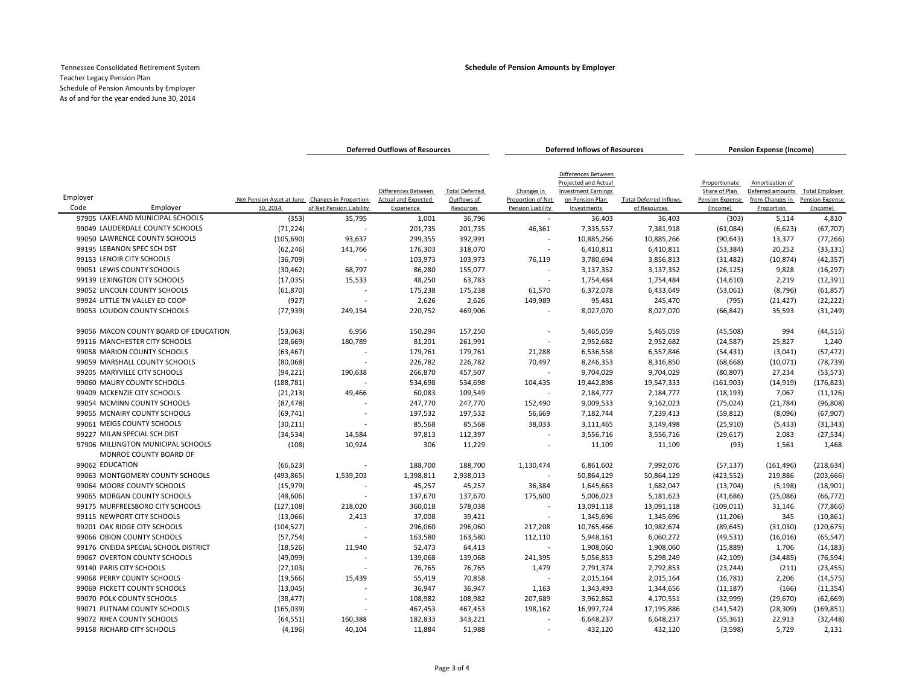Tennessee Consolidated Retirement System
Teacher Legacy Pension Plan
Schedule of Pension Amounts by Employer
As of and for the year ended June 30, 2014

**Schedule of Pension Amounts by Employer**

| | | | Deferred Outflows of Resources | | | Deferred Inflows of Resources | | | Pension Expense (Income) | | |
|---|---|---|---|---|---|---|---|---|---|---|---|
| Employer Code | Employer | Net Pension Asset at June 30, 2014 | Changes in Proportion of Net Pension Liability | Differences Between Actual and Expected Experience | Total Deferred Outflows of Resources | Changes in Proportion of Net Pension Liability | Differences Between Projected and Actual Investment Earnings on Pension Plan Investments | Total Deferred Inflows of Resources | Proportionate Share of Plan Pension Expense (Income) | Amortization of Deferred amounts from Changes in Proportion | Total Employer Pension Expense (Income) |
| 97905 | LAKELAND MUNICIPAL SCHOOLS | (353) | 35,795 | 1,001 | 36,796 | - | 36,403 | 36,403 | (303) | 5,114 | 4,810 |
| 99049 | LAUDERDALE COUNTY SCHOOLS | (71,224) | - | 201,735 | 201,735 | 46,361 | 7,335,557 | 7,381,918 | (61,084) | (6,623) | (67,707) |
| 99050 | LAWRENCE COUNTY SCHOOLS | (105,690) | 93,637 | 299,355 | 392,991 | - | 10,885,266 | 10,885,266 | (90,643) | 13,377 | (77,266) |
| 99195 | LEBANON SPEC SCH DST | (62,246) | 141,766 | 176,303 | 318,070 | - | 6,410,811 | 6,410,811 | (53,384) | 20,252 | (33,131) |
| 99153 | LENOIR CITY SCHOOLS | (36,709) | - | 103,973 | 103,973 | 76,119 | 3,780,694 | 3,856,813 | (31,482) | (10,874) | (42,357) |
| 99051 | LEWIS COUNTY SCHOOLS | (30,462) | 68,797 | 86,280 | 155,077 | - | 3,137,352 | 3,137,352 | (26,125) | 9,828 | (16,297) |
| 99139 | LEXINGTON CITY SCHOOLS | (17,035) | 15,533 | 48,250 | 63,783 | - | 1,754,484 | 1,754,484 | (14,610) | 2,219 | (12,391) |
| 99052 | LINCOLN COUNTY SCHOOLS | (61,870) | - | 175,238 | 175,238 | 61,570 | 6,372,078 | 6,433,649 | (53,061) | (8,796) | (61,857) |
| 99924 | LITTLE TN VALLEY ED COOP | (927) | - | 2,626 | 2,626 | 149,989 | 95,481 | 245,470 | (795) | (21,427) | (22,222) |
| 99053 | LOUDON COUNTY SCHOOLS | (77,939) | 249,154 | 220,752 | 469,906 | - | 8,027,070 | 8,027,070 | (66,842) | 35,593 | (31,249) |
| 99056 | MACON COUNTY BOARD OF EDUCATION | (53,063) | 6,956 | 150,294 | 157,250 | - | 5,465,059 | 5,465,059 | (45,508) | 994 | (44,515) |
| 99116 | MANCHESTER CITY SCHOOLS | (28,669) | 180,789 | 81,201 | 261,991 | - | 2,952,682 | 2,952,682 | (24,587) | 25,827 | 1,240 |
| 99058 | MARION COUNTY SCHOOLS | (63,467) | - | 179,761 | 179,761 | 21,288 | 6,536,558 | 6,557,846 | (54,431) | (3,041) | (57,472) |
| 99059 | MARSHALL COUNTY SCHOOLS | (80,068) | - | 226,782 | 226,782 | 70,497 | 8,246,353 | 8,316,850 | (68,668) | (10,071) | (78,739) |
| 99205 | MARYVILLE CITY SCHOOLS | (94,221) | 190,638 | 266,870 | 457,507 | - | 9,704,029 | 9,704,029 | (80,807) | 27,234 | (53,573) |
| 99060 | MAURY COUNTY SCHOOLS | (188,781) | - | 534,698 | 534,698 | 104,435 | 19,442,898 | 19,547,333 | (161,903) | (14,919) | (176,823) |
| 99409 | MCKENZIE CITY SCHOOLS | (21,213) | 49,466 | 60,083 | 109,549 | - | 2,184,777 | 2,184,777 | (18,193) | 7,067 | (11,126) |
| 99054 | MCMINN COUNTY SCHOOLS | (87,478) | - | 247,770 | 247,770 | 152,490 | 9,009,533 | 9,162,023 | (75,024) | (21,784) | (96,808) |
| 99055 | MCNAIRY COUNTY SCHOOLS | (69,741) | - | 197,532 | 197,532 | 56,669 | 7,182,744 | 7,239,413 | (59,812) | (8,096) | (67,907) |
| 99061 | MEIGS COUNTY SCHOOLS | (30,211) | - | 85,568 | 85,568 | 38,033 | 3,111,465 | 3,149,498 | (25,910) | (5,433) | (31,343) |
| 99227 | MILAN SPECIAL SCH DIST | (34,534) | 14,584 | 97,813 | 112,397 | - | 3,556,716 | 3,556,716 | (29,617) | 2,083 | (27,534) |
| 97906 | MILLINGTON MUNICIPAL SCHOOLS | (108) | 10,924 | 306 | 11,229 | - | 11,109 | 11,109 | (93) | 1,561 | 1,468 |
| 99062 | MONROE COUNTY BOARD OF EDUCATION | (66,623) | - | 188,700 | 188,700 | 1,130,474 | 6,861,602 | 7,992,076 | (57,137) | (161,496) | (218,634) |
| 99063 | MONTGOMERY COUNTY SCHOOLS | (493,865) | 1,539,203 | 1,398,811 | 2,938,013 | - | 50,864,129 | 50,864,129 | (423,552) | 219,886 | (203,666) |
| 99064 | MOORE COUNTY SCHOOLS | (15,979) | - | 45,257 | 45,257 | 36,384 | 1,645,663 | 1,682,047 | (13,704) | (5,198) | (18,901) |
| 99065 | MORGAN COUNTY SCHOOLS | (48,606) | - | 137,670 | 137,670 | 175,600 | 5,006,023 | 5,181,623 | (41,686) | (25,086) | (66,772) |
| 99175 | MURFREESBORO CITY SCHOOLS | (127,108) | 218,020 | 360,018 | 578,038 | - | 13,091,118 | 13,091,118 | (109,011) | 31,146 | (77,866) |
| 99115 | NEWPORT CITY SCHOOLS | (13,066) | 2,413 | 37,008 | 39,421 | - | 1,345,696 | 1,345,696 | (11,206) | 345 | (10,861) |
| 99201 | OAK RIDGE CITY SCHOOLS | (104,527) | - | 296,060 | 296,060 | 217,208 | 10,765,466 | 10,982,674 | (89,645) | (31,030) | (120,675) |
| 99066 | OBION COUNTY SCHOOLS | (57,754) | - | 163,580 | 163,580 | 112,110 | 5,948,161 | 6,060,272 | (49,531) | (16,016) | (65,547) |
| 99176 | ONEIDA SPECIAL SCHOOL DISTRICT | (18,526) | 11,940 | 52,473 | 64,413 | - | 1,908,060 | 1,908,060 | (15,889) | 1,706 | (14,183) |
| 99067 | OVERTON COUNTY SCHOOLS | (49,099) | - | 139,068 | 139,068 | 241,395 | 5,056,853 | 5,298,249 | (42,109) | (34,485) | (76,594) |
| 99140 | PARIS CITY SCHOOLS | (27,103) | - | 76,765 | 76,765 | 1,479 | 2,791,374 | 2,792,853 | (23,244) | (211) | (23,455) |
| 99068 | PERRY COUNTY SCHOOLS | (19,566) | 15,439 | 55,419 | 70,858 | - | 2,015,164 | 2,015,164 | (16,781) | 2,206 | (14,575) |
| 99069 | PICKETT COUNTY SCHOOLS | (13,045) | - | 36,947 | 36,947 | 1,163 | 1,343,493 | 1,344,656 | (11,187) | (166) | (11,354) |
| 99070 | POLK COUNTY SCHOOLS | (38,477) | - | 108,982 | 108,982 | 207,689 | 3,962,862 | 4,170,551 | (32,999) | (29,670) | (62,669) |
| 99071 | PUTNAM COUNTY SCHOOLS | (165,039) | - | 467,453 | 467,453 | 198,162 | 16,997,724 | 17,195,886 | (141,542) | (28,309) | (169,851) |
| 99072 | RHEA COUNTY SCHOOLS | (64,551) | 160,388 | 182,833 | 343,221 | - | 6,648,237 | 6,648,237 | (55,361) | 22,913 | (32,448) |
| 99158 | RICHARD CITY SCHOOLS | (4,196) | 40,104 | 11,884 | 51,988 | - | 432,120 | 432,120 | (3,598) | 5,729 | 2,131 |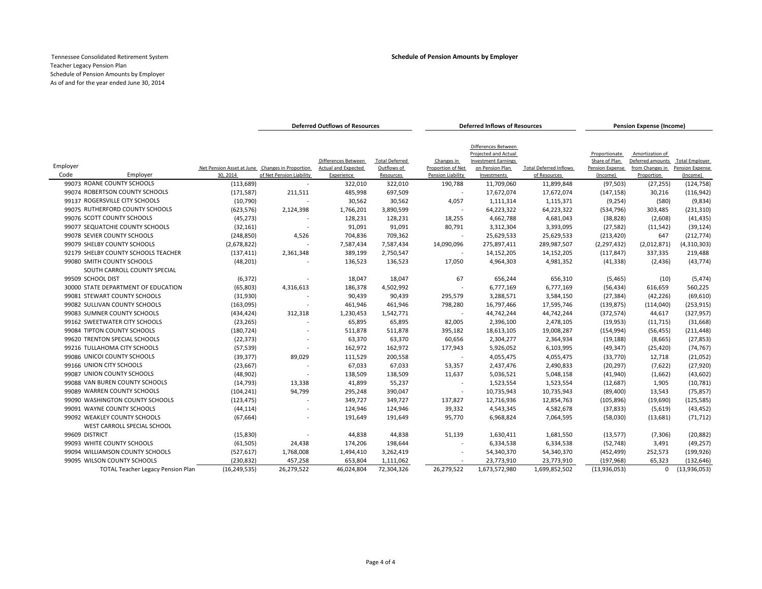Tennessee Consolidated Retirement System
Teacher Legacy Pension Plan
Schedule of Pension Amounts by Employer
As of and for the year ended June 30, 2014

**Schedule of Pension Amounts by Employer**

| | | | Deferred Outflows of Resources | | | Deferred Inflows of Resources | | | Pension Expense (Income) | | |
|---|---|---|---|---|---|---|---|---|---|---|---|
| Employer Code | Employer | Net Pension Asset at June 30, 2014 | Changes in Proportion of Net Pension Liability | Differences Between Actual and Expected Experience | Total Deferred Outflows of Resources | Changes in Proportion of Net Pension Liability | Differences Between Projected and Actual Investment Earnings on Pension Plan Investments | Total Deferred Inflows of Resources | Proportionate Share of Plan Pension Expense (Income) | Amortization of Deferred amounts from Changes in Proportion | Total Employer Pension Expense (Income) |
| 99073 | ROANE COUNTY SCHOOLS | (113,689) | - | 322,010 | 322,010 | 190,788 | 11,709,060 | 11,899,848 | (97,503) | (27,255) | (124,758) |
| 99074 | ROBERTSON COUNTY SCHOOLS | (171,587) | 211,511 | 485,998 | 697,509 | - | 17,672,074 | 17,672,074 | (147,158) | 30,216 | (116,942) |
| 99137 | ROGERSVILLE CITY SCHOOLS | (10,790) | - | 30,562 | 30,562 | 4,057 | 1,111,314 | 1,115,371 | (9,254) | (580) | (9,834) |
| 99075 | RUTHERFORD COUNTY SCHOOLS | (623,576) | 2,124,398 | 1,766,201 | 3,890,599 | - | 64,223,322 | 64,223,322 | (534,796) | 303,485 | (231,310) |
| 99076 | SCOTT COUNTY SCHOOLS | (45,273) | - | 128,231 | 128,231 | 18,255 | 4,662,788 | 4,681,043 | (38,828) | (2,608) | (41,435) |
| 99077 | SEQUATCHIE COUNTY SCHOOLS | (32,161) | - | 91,091 | 91,091 | 80,791 | 3,312,304 | 3,393,095 | (27,582) | (11,542) | (39,124) |
| 99078 | SEVIER COUNTY SCHOOLS | (248,850) | 4,526 | 704,836 | 709,362 | - | 25,629,533 | 25,629,533 | (213,420) | 647 | (212,774) |
| 99079 | SHELBY COUNTY SCHOOLS | (2,678,822) | - | 7,587,434 | 7,587,434 | 14,090,096 | 275,897,411 | 289,987,507 | (2,297,432) | (2,012,871) | (4,310,303) |
| 92179 | SHELBY COUNTY SCHOOLS TEACHER | (137,411) | 2,361,348 | 389,199 | 2,750,547 | - | 14,152,205 | 14,152,205 | (117,847) | 337,335 | 219,488 |
| 99080 | SMITH COUNTY SCHOOLS | (48,201) | - | 136,523 | 136,523 | 17,050 | 4,964,303 | 4,981,352 | (41,338) | (2,436) | (43,774) |
| 99509 | SOUTH CARROLL COUNTY SPECIAL SCHOOL DIST | (6,372) | - | 18,047 | 18,047 | 67 | 656,244 | 656,310 | (5,465) | (10) | (5,474) |
| 30000 | STATE DEPARTMENT OF EDUCATION | (65,803) | 4,316,613 | 186,378 | 4,502,992 | - | 6,777,169 | 6,777,169 | (56,434) | 616,659 | 560,225 |
| 99081 | STEWART COUNTY SCHOOLS | (31,930) | - | 90,439 | 90,439 | 295,579 | 3,288,571 | 3,584,150 | (27,384) | (42,226) | (69,610) |
| 99082 | SULLIVAN COUNTY SCHOOLS | (163,095) | - | 461,946 | 461,946 | 798,280 | 16,797,466 | 17,595,746 | (139,875) | (114,040) | (253,915) |
| 99083 | SUMNER COUNTY SCHOOLS | (434,424) | 312,318 | 1,230,453 | 1,542,771 | - | 44,742,244 | 44,742,244 | (372,574) | 44,617 | (327,957) |
| 99162 | SWEETWATER CITY SCHOOLS | (23,265) | - | 65,895 | 65,895 | 82,005 | 2,396,100 | 2,478,105 | (19,953) | (11,715) | (31,668) |
| 99084 | TIPTON COUNTY SCHOOLS | (180,724) | - | 511,878 | 511,878 | 395,182 | 18,613,105 | 19,008,287 | (154,994) | (56,455) | (211,448) |
| 99620 | TRENTON SPECIAL SCHOOLS | (22,373) | - | 63,370 | 63,370 | 60,656 | 2,304,277 | 2,364,934 | (19,188) | (8,665) | (27,853) |
| 99216 | TULLAHOMA CITY SCHOOLS | (57,539) | - | 162,972 | 162,972 | 177,943 | 5,926,052 | 6,103,995 | (49,347) | (25,420) | (74,767) |
| 99086 | UNICOI COUNTY SCHOOLS | (39,377) | 89,029 | 111,529 | 200,558 | - | 4,055,475 | 4,055,475 | (33,770) | 12,718 | (21,052) |
| 99166 | UNION CITY SCHOOLS | (23,667) | - | 67,033 | 67,033 | 53,357 | 2,437,476 | 2,490,833 | (20,297) | (7,622) | (27,920) |
| 99087 | UNION COUNTY SCHOOLS | (48,902) | - | 138,509 | 138,509 | 11,637 | 5,036,521 | 5,048,158 | (41,940) | (1,662) | (43,602) |
| 99088 | VAN BUREN COUNTY SCHOOLS | (14,793) | 13,338 | 41,899 | 55,237 | - | 1,523,554 | 1,523,554 | (12,687) | 1,905 | (10,781) |
| 99089 | WARREN COUNTY SCHOOLS | (104,241) | 94,799 | 295,248 | 390,047 | - | 10,735,943 | 10,735,943 | (89,400) | 13,543 | (75,857) |
| 99090 | WASHINGTON COUNTY SCHOOLS | (123,475) | - | 349,727 | 349,727 | 137,827 | 12,716,936 | 12,854,763 | (105,896) | (19,690) | (125,585) |
| 99091 | WAYNE COUNTY SCHOOLS | (44,114) | - | 124,946 | 124,946 | 39,332 | 4,543,345 | 4,582,678 | (37,833) | (5,619) | (43,452) |
| 99092 | WEAKLEY COUNTY SCHOOLS | (67,664) | - | 191,649 | 191,649 | 95,770 | 6,968,824 | 7,064,595 | (58,030) | (13,681) | (71,712) |
| 99609 | WEST CARROLL SPECIAL SCHOOL DISTRICT | (15,830) | - | 44,838 | 44,838 | 51,139 | 1,630,411 | 1,681,550 | (13,577) | (7,306) | (20,882) |
| 99093 | WHITE COUNTY SCHOOLS | (61,505) | 24,438 | 174,206 | 198,644 | - | 6,334,538 | 6,334,538 | (52,748) | 3,491 | (49,257) |
| 99094 | WILLIAMSON COUNTY SCHOOLS | (527,617) | 1,768,008 | 1,494,410 | 3,262,419 | - | 54,340,370 | 54,340,370 | (452,499) | 252,573 | (199,926) |
| 99095 | WILSON COUNTY SCHOOLS | (230,832) | 457,258 | 653,804 | 1,111,062 | - | 23,773,910 | 23,773,910 | (197,968) | 65,323 | (132,646) |
| | TOTAL Teacher Legacy Pension Plan | (16,249,535) | 26,279,522 | 46,024,804 | 72,304,326 | 26,279,522 | 1,673,572,980 | 1,699,852,502 | (13,936,053) | 0 | (13,936,053) |